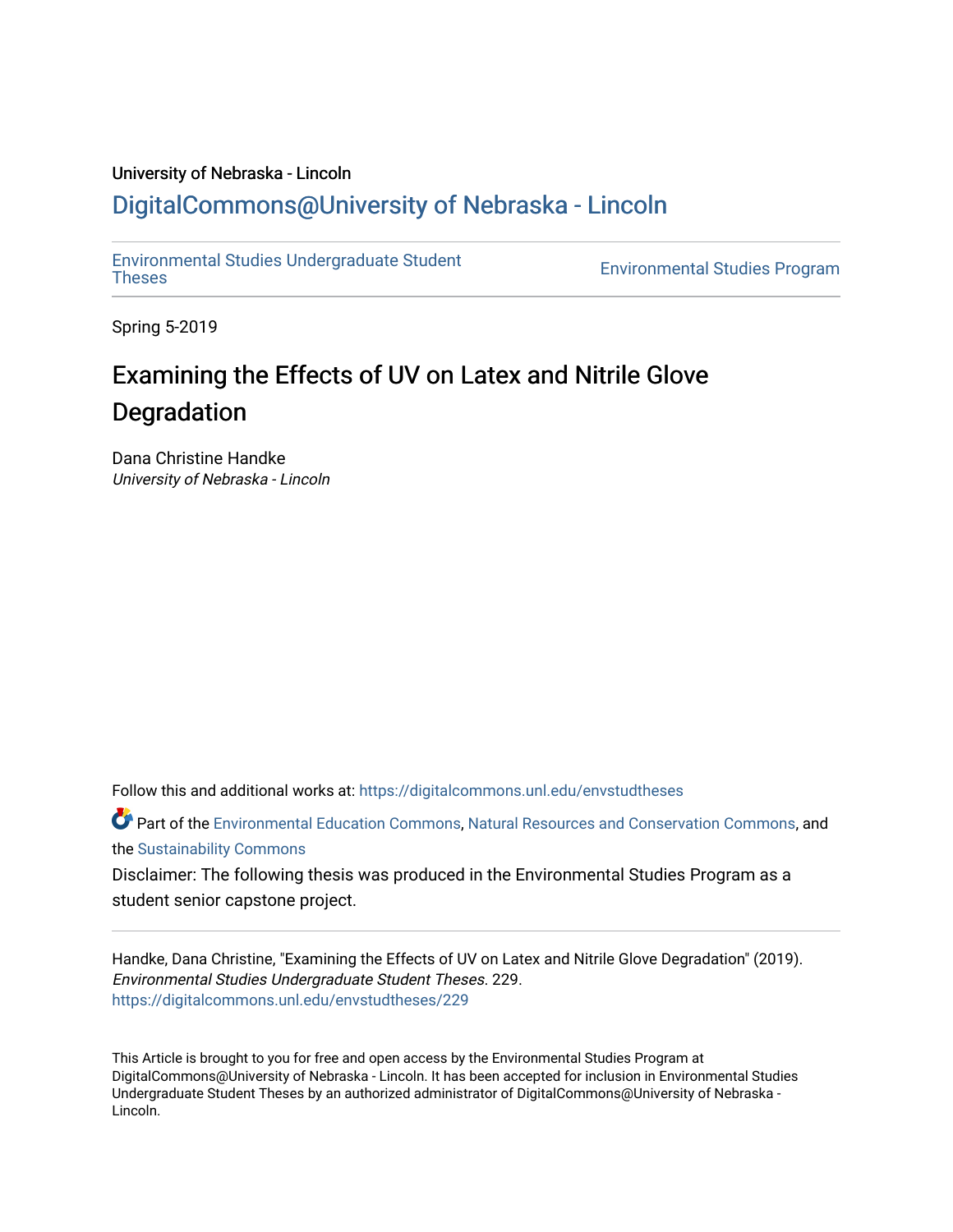University of Nebraska - Lincoln

DigitalCommons@University of Nebraska - Lincoln

Environmental Studies Undergraduate Student Theses | Environmental Studies Program

Spring 5-2019

# Examining the Effects of UV on Latex and Nitrile Glove Degradation

Dana Christine Handke
*University of Nebraska - Lincoln*

Follow this and additional works at: https://digitalcommons.unl.edu/envstudtheses

Part of the Environmental Education Commons, Natural Resources and Conservation Commons, and the Sustainability Commons

Disclaimer: The following thesis was produced in the Environmental Studies Program as a student senior capstone project.

---

Handke, Dana Christine, "Examining the Effects of UV on Latex and Nitrile Glove Degradation" (2019). *Environmental Studies Undergraduate Student Theses*. 229.
https://digitalcommons.unl.edu/envstudtheses/229

This Article is brought to you for free and open access by the Environmental Studies Program at DigitalCommons@University of Nebraska - Lincoln. It has been accepted for inclusion in Environmental Studies Undergraduate Student Theses by an authorized administrator of DigitalCommons@University of Nebraska - Lincoln.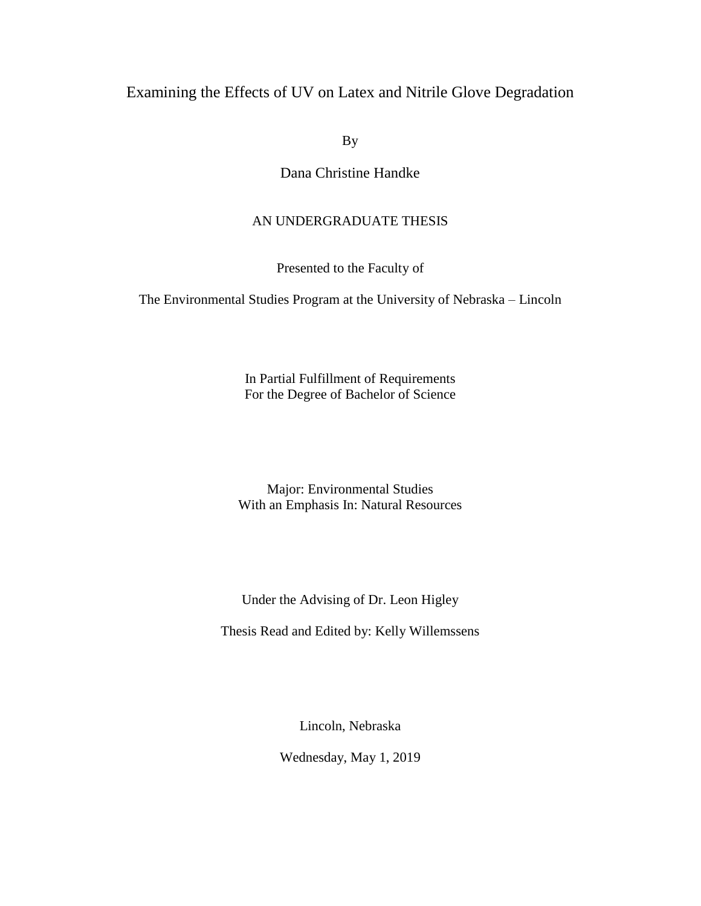# Examining the Effects of UV on Latex and Nitrile Glove Degradation

By

Dana Christine Handke

AN UNDERGRADUATE THESIS

Presented to the Faculty of

The Environmental Studies Program at the University of Nebraska – Lincoln

In Partial Fulfillment of Requirements
For the Degree of Bachelor of Science

Major: Environmental Studies
With an Emphasis In: Natural Resources

Under the Advising of Dr. Leon Higley

Thesis Read and Edited by: Kelly Willemssens

Lincoln, Nebraska

Wednesday, May 1, 2019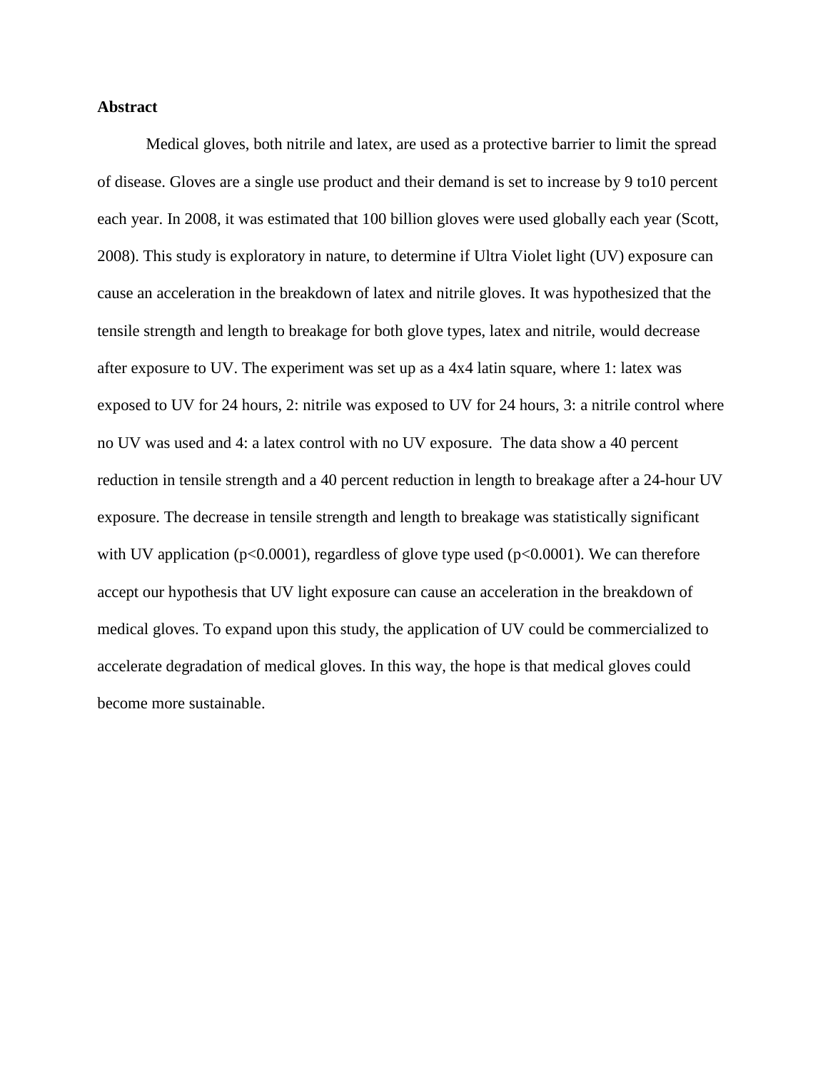## Abstract

Medical gloves, both nitrile and latex, are used as a protective barrier to limit the spread of disease. Gloves are a single use product and their demand is set to increase by 9 to10 percent each year. In 2008, it was estimated that 100 billion gloves were used globally each year (Scott, 2008). This study is exploratory in nature, to determine if Ultra Violet light (UV) exposure can cause an acceleration in the breakdown of latex and nitrile gloves. It was hypothesized that the tensile strength and length to breakage for both glove types, latex and nitrile, would decrease after exposure to UV. The experiment was set up as a 4x4 latin square, where 1: latex was exposed to UV for 24 hours, 2: nitrile was exposed to UV for 24 hours, 3: a nitrile control where no UV was used and 4: a latex control with no UV exposure. The data show a 40 percent reduction in tensile strength and a 40 percent reduction in length to breakage after a 24-hour UV exposure. The decrease in tensile strength and length to breakage was statistically significant with UV application ($p<0.0001$), regardless of glove type used ($p<0.0001$). We can therefore accept our hypothesis that UV light exposure can cause an acceleration in the breakdown of medical gloves. To expand upon this study, the application of UV could be commercialized to accelerate degradation of medical gloves. In this way, the hope is that medical gloves could become more sustainable.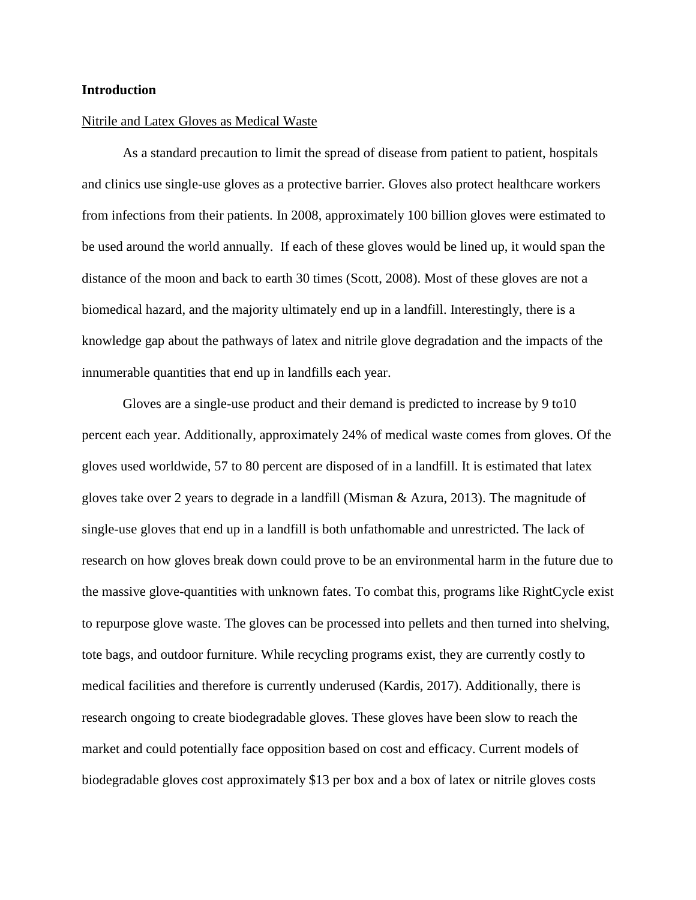## Introduction

Nitrile and Latex Gloves as Medical Waste

As a standard precaution to limit the spread of disease from patient to patient, hospitals and clinics use single-use gloves as a protective barrier. Gloves also protect healthcare workers from infections from their patients. In 2008, approximately 100 billion gloves were estimated to be used around the world annually. If each of these gloves would be lined up, it would span the distance of the moon and back to earth 30 times (Scott, 2008). Most of these gloves are not a biomedical hazard, and the majority ultimately end up in a landfill. Interestingly, there is a knowledge gap about the pathways of latex and nitrile glove degradation and the impacts of the innumerable quantities that end up in landfills each year.

Gloves are a single-use product and their demand is predicted to increase by 9 to10 percent each year. Additionally, approximately 24% of medical waste comes from gloves. Of the gloves used worldwide, 57 to 80 percent are disposed of in a landfill. It is estimated that latex gloves take over 2 years to degrade in a landfill (Misman & Azura, 2013). The magnitude of single-use gloves that end up in a landfill is both unfathomable and unrestricted. The lack of research on how gloves break down could prove to be an environmental harm in the future due to the massive glove-quantities with unknown fates. To combat this, programs like RightCycle exist to repurpose glove waste. The gloves can be processed into pellets and then turned into shelving, tote bags, and outdoor furniture. While recycling programs exist, they are currently costly to medical facilities and therefore is currently underused (Kardis, 2017). Additionally, there is research ongoing to create biodegradable gloves. These gloves have been slow to reach the market and could potentially face opposition based on cost and efficacy. Current models of biodegradable gloves cost approximately $13 per box and a box of latex or nitrile gloves costs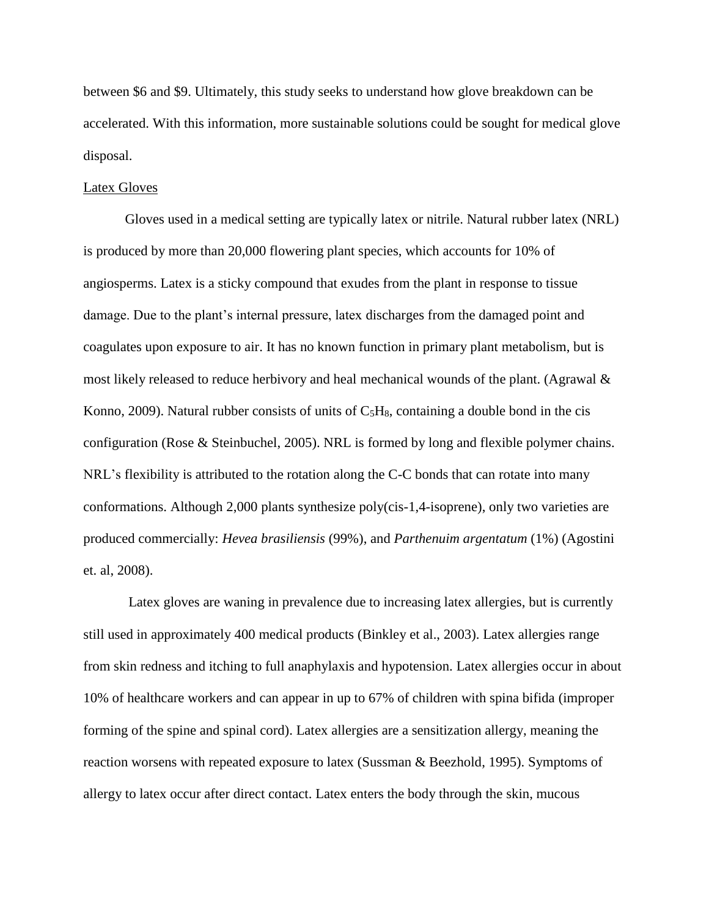between $6 and $9. Ultimately, this study seeks to understand how glove breakdown can be accelerated. With this information, more sustainable solutions could be sought for medical glove disposal.

<u>Latex Gloves</u>

Gloves used in a medical setting are typically latex or nitrile. Natural rubber latex (NRL) is produced by more than 20,000 flowering plant species, which accounts for 10% of angiosperms. Latex is a sticky compound that exudes from the plant in response to tissue damage. Due to the plant's internal pressure, latex discharges from the damaged point and coagulates upon exposure to air. It has no known function in primary plant metabolism, but is most likely released to reduce herbivory and heal mechanical wounds of the plant. (Agrawal & Konno, 2009). Natural rubber consists of units of $C_5H_8$, containing a double bond in the cis configuration (Rose & Steinbuchel, 2005). NRL is formed by long and flexible polymer chains. NRL's flexibility is attributed to the rotation along the C-C bonds that can rotate into many conformations. Although 2,000 plants synthesize poly(cis-1,4-isoprene), only two varieties are produced commercially: *Hevea brasiliensis* (99%), and *Parthenuim argentatum* (1%) (Agostini et. al, 2008).

Latex gloves are waning in prevalence due to increasing latex allergies, but is currently still used in approximately 400 medical products (Binkley et al., 2003). Latex allergies range from skin redness and itching to full anaphylaxis and hypotension. Latex allergies occur in about 10% of healthcare workers and can appear in up to 67% of children with spina bifida (improper forming of the spine and spinal cord). Latex allergies are a sensitization allergy, meaning the reaction worsens with repeated exposure to latex (Sussman & Beezhold, 1995). Symptoms of allergy to latex occur after direct contact. Latex enters the body through the skin, mucous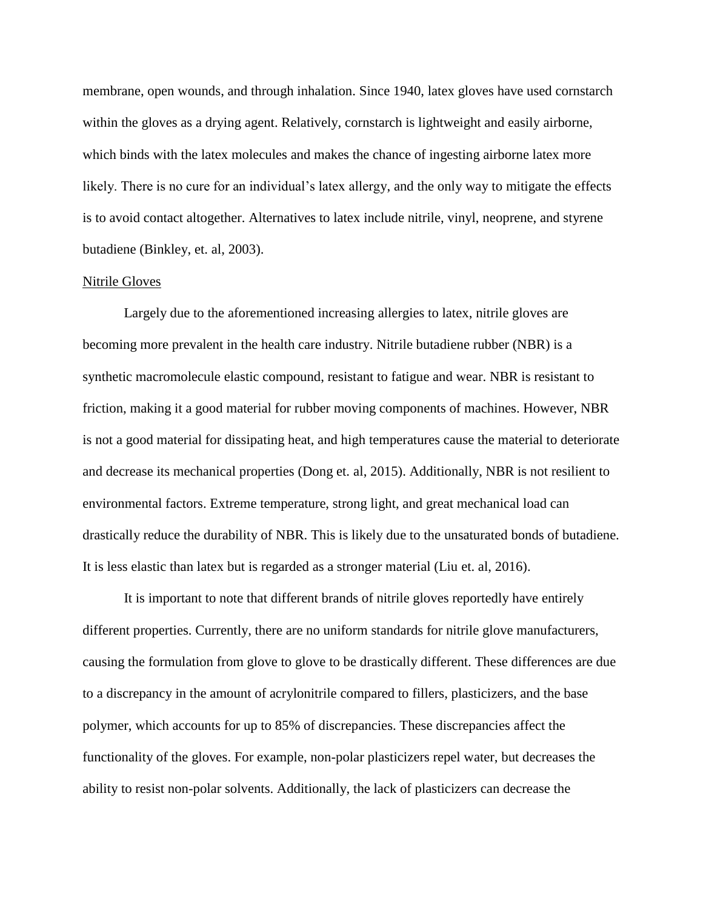membrane, open wounds, and through inhalation. Since 1940, latex gloves have used cornstarch within the gloves as a drying agent. Relatively, cornstarch is lightweight and easily airborne, which binds with the latex molecules and makes the chance of ingesting airborne latex more likely. There is no cure for an individual's latex allergy, and the only way to mitigate the effects is to avoid contact altogether. Alternatives to latex include nitrile, vinyl, neoprene, and styrene butadiene (Binkley, et. al, 2003).

<u>Nitrile Gloves</u>

Largely due to the aforementioned increasing allergies to latex, nitrile gloves are becoming more prevalent in the health care industry. Nitrile butadiene rubber (NBR) is a synthetic macromolecule elastic compound, resistant to fatigue and wear. NBR is resistant to friction, making it a good material for rubber moving components of machines. However, NBR is not a good material for dissipating heat, and high temperatures cause the material to deteriorate and decrease its mechanical properties (Dong et. al, 2015). Additionally, NBR is not resilient to environmental factors. Extreme temperature, strong light, and great mechanical load can drastically reduce the durability of NBR. This is likely due to the unsaturated bonds of butadiene. It is less elastic than latex but is regarded as a stronger material (Liu et. al, 2016).

It is important to note that different brands of nitrile gloves reportedly have entirely different properties. Currently, there are no uniform standards for nitrile glove manufacturers, causing the formulation from glove to glove to be drastically different. These differences are due to a discrepancy in the amount of acrylonitrile compared to fillers, plasticizers, and the base polymer, which accounts for up to 85% of discrepancies. These discrepancies affect the functionality of the gloves. For example, non-polar plasticizers repel water, but decreases the ability to resist non-polar solvents. Additionally, the lack of plasticizers can decrease the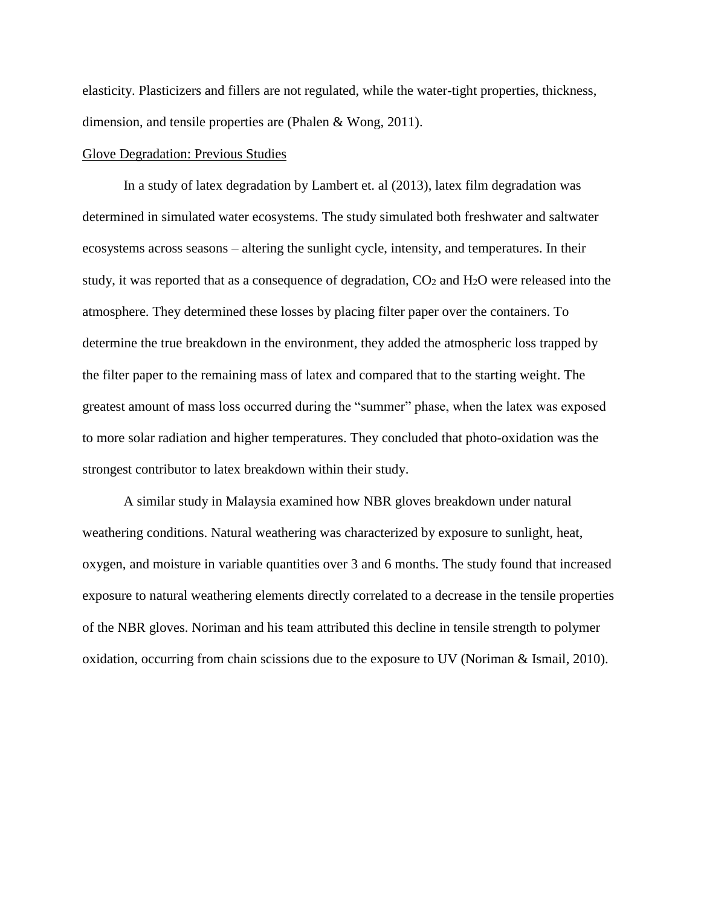elasticity. Plasticizers and fillers are not regulated, while the water-tight properties, thickness, dimension, and tensile properties are (Phalen & Wong, 2011).

<u>Glove Degradation: Previous Studies</u>

In a study of latex degradation by Lambert et. al (2013), latex film degradation was determined in simulated water ecosystems. The study simulated both freshwater and saltwater ecosystems across seasons – altering the sunlight cycle, intensity, and temperatures. In their study, it was reported that as a consequence of degradation, $CO_2$ and $H_2O$ were released into the atmosphere. They determined these losses by placing filter paper over the containers. To determine the true breakdown in the environment, they added the atmospheric loss trapped by the filter paper to the remaining mass of latex and compared that to the starting weight. The greatest amount of mass loss occurred during the "summer" phase, when the latex was exposed to more solar radiation and higher temperatures. They concluded that photo-oxidation was the strongest contributor to latex breakdown within their study.

A similar study in Malaysia examined how NBR gloves breakdown under natural weathering conditions. Natural weathering was characterized by exposure to sunlight, heat, oxygen, and moisture in variable quantities over 3 and 6 months. The study found that increased exposure to natural weathering elements directly correlated to a decrease in the tensile properties of the NBR gloves. Noriman and his team attributed this decline in tensile strength to polymer oxidation, occurring from chain scissions due to the exposure to UV (Noriman & Ismail, 2010).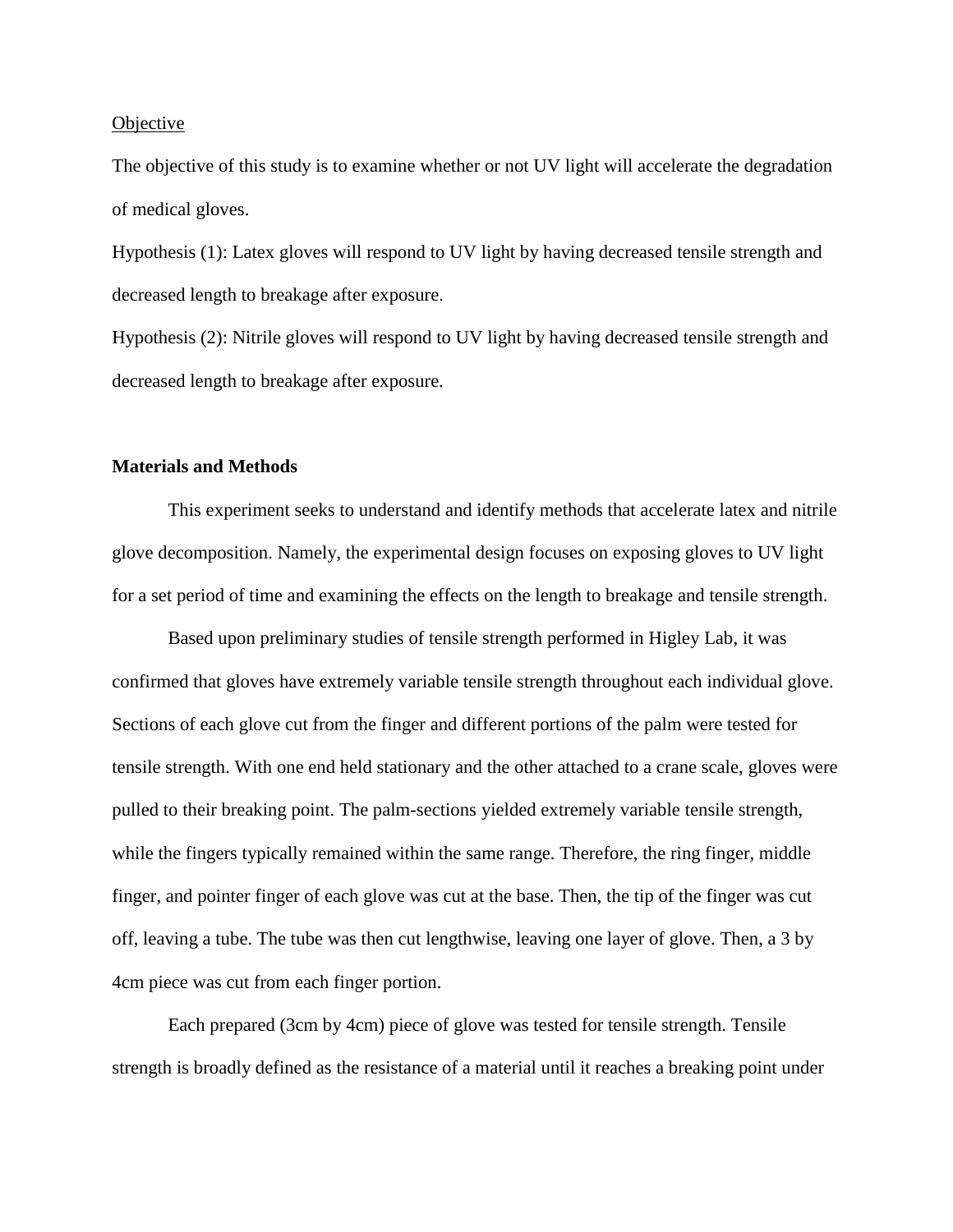Objective

The objective of this study is to examine whether or not UV light will accelerate the degradation of medical gloves.

Hypothesis (1): Latex gloves will respond to UV light by having decreased tensile strength and decreased length to breakage after exposure.

Hypothesis (2): Nitrile gloves will respond to UV light by having decreased tensile strength and decreased length to breakage after exposure.

**Materials and Methods**

This experiment seeks to understand and identify methods that accelerate latex and nitrile glove decomposition. Namely, the experimental design focuses on exposing gloves to UV light for a set period of time and examining the effects on the length to breakage and tensile strength.

Based upon preliminary studies of tensile strength performed in Higley Lab, it was confirmed that gloves have extremely variable tensile strength throughout each individual glove. Sections of each glove cut from the finger and different portions of the palm were tested for tensile strength. With one end held stationary and the other attached to a crane scale, gloves were pulled to their breaking point. The palm-sections yielded extremely variable tensile strength, while the fingers typically remained within the same range. Therefore, the ring finger, middle finger, and pointer finger of each glove was cut at the base. Then, the tip of the finger was cut off, leaving a tube. The tube was then cut lengthwise, leaving one layer of glove. Then, a 3 by 4cm piece was cut from each finger portion.

Each prepared (3cm by 4cm) piece of glove was tested for tensile strength. Tensile strength is broadly defined as the resistance of a material until it reaches a breaking point under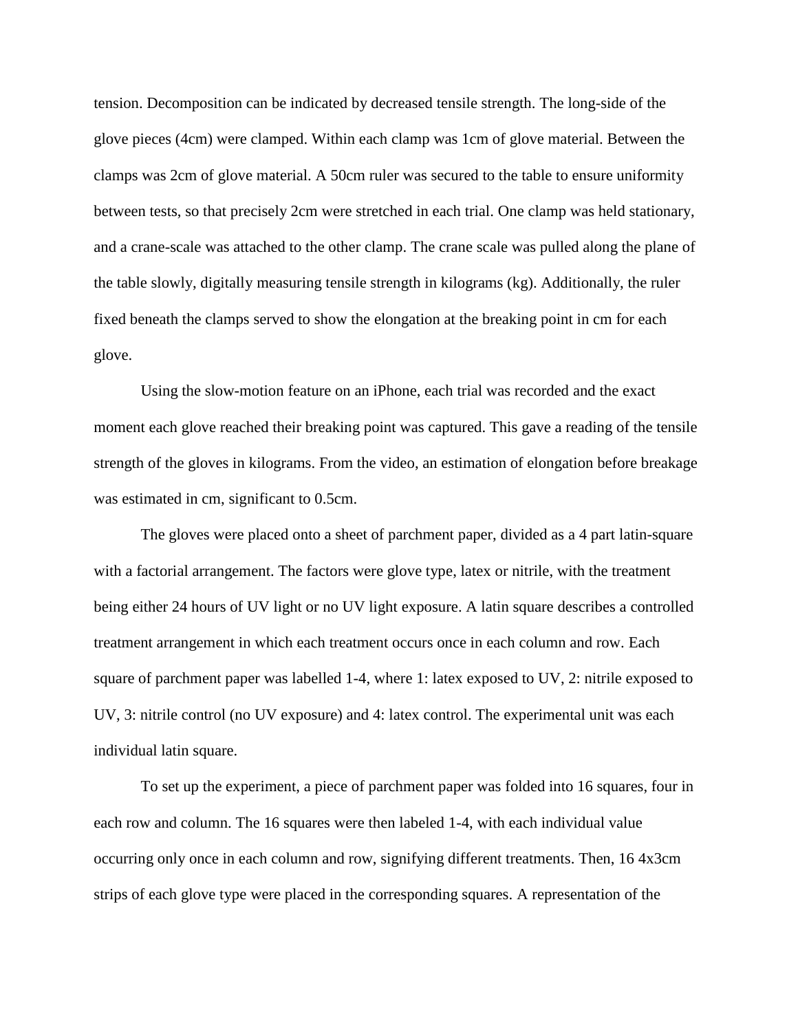tension. Decomposition can be indicated by decreased tensile strength. The long-side of the glove pieces (4cm) were clamped. Within each clamp was 1cm of glove material. Between the clamps was 2cm of glove material. A 50cm ruler was secured to the table to ensure uniformity between tests, so that precisely 2cm were stretched in each trial. One clamp was held stationary, and a crane-scale was attached to the other clamp. The crane scale was pulled along the plane of the table slowly, digitally measuring tensile strength in kilograms (kg). Additionally, the ruler fixed beneath the clamps served to show the elongation at the breaking point in cm for each glove.

Using the slow-motion feature on an iPhone, each trial was recorded and the exact moment each glove reached their breaking point was captured. This gave a reading of the tensile strength of the gloves in kilograms. From the video, an estimation of elongation before breakage was estimated in cm, significant to 0.5cm.

The gloves were placed onto a sheet of parchment paper, divided as a 4 part latin-square with a factorial arrangement. The factors were glove type, latex or nitrile, with the treatment being either 24 hours of UV light or no UV light exposure. A latin square describes a controlled treatment arrangement in which each treatment occurs once in each column and row. Each square of parchment paper was labelled 1-4, where 1: latex exposed to UV, 2: nitrile exposed to UV, 3: nitrile control (no UV exposure) and 4: latex control. The experimental unit was each individual latin square.

To set up the experiment, a piece of parchment paper was folded into 16 squares, four in each row and column. The 16 squares were then labeled 1-4, with each individual value occurring only once in each column and row, signifying different treatments. Then, 16 4x3cm strips of each glove type were placed in the corresponding squares. A representation of the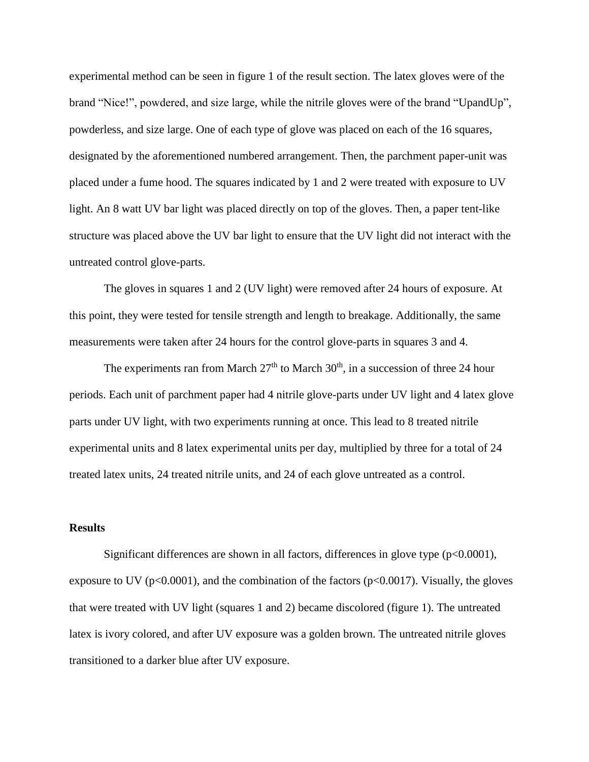experimental method can be seen in figure 1 of the result section. The latex gloves were of the brand “Nice!”, powdered, and size large, while the nitrile gloves were of the brand “UpandUp”, powderless, and size large. One of each type of glove was placed on each of the 16 squares, designated by the aforementioned numbered arrangement. Then, the parchment paper-unit was placed under a fume hood. The squares indicated by 1 and 2 were treated with exposure to UV light. An 8 watt UV bar light was placed directly on top of the gloves. Then, a paper tent-like structure was placed above the UV bar light to ensure that the UV light did not interact with the untreated control glove-parts.

The gloves in squares 1 and 2 (UV light) were removed after 24 hours of exposure. At this point, they were tested for tensile strength and length to breakage. Additionally, the same measurements were taken after 24 hours for the control glove-parts in squares 3 and 4.

The experiments ran from March 27$^{th}$ to March 30$^{th}$, in a succession of three 24 hour periods. Each unit of parchment paper had 4 nitrile glove-parts under UV light and 4 latex glove parts under UV light, with two experiments running at once. This lead to 8 treated nitrile experimental units and 8 latex experimental units per day, multiplied by three for a total of 24 treated latex units, 24 treated nitrile units, and 24 of each glove untreated as a control.

## Results

Significant differences are shown in all factors, differences in glove type ($p<0.0001$), exposure to UV ($p<0.0001$), and the combination of the factors ($p<0.0017$). Visually, the gloves that were treated with UV light (squares 1 and 2) became discolored (figure 1). The untreated latex is ivory colored, and after UV exposure was a golden brown. The untreated nitrile gloves transitioned to a darker blue after UV exposure.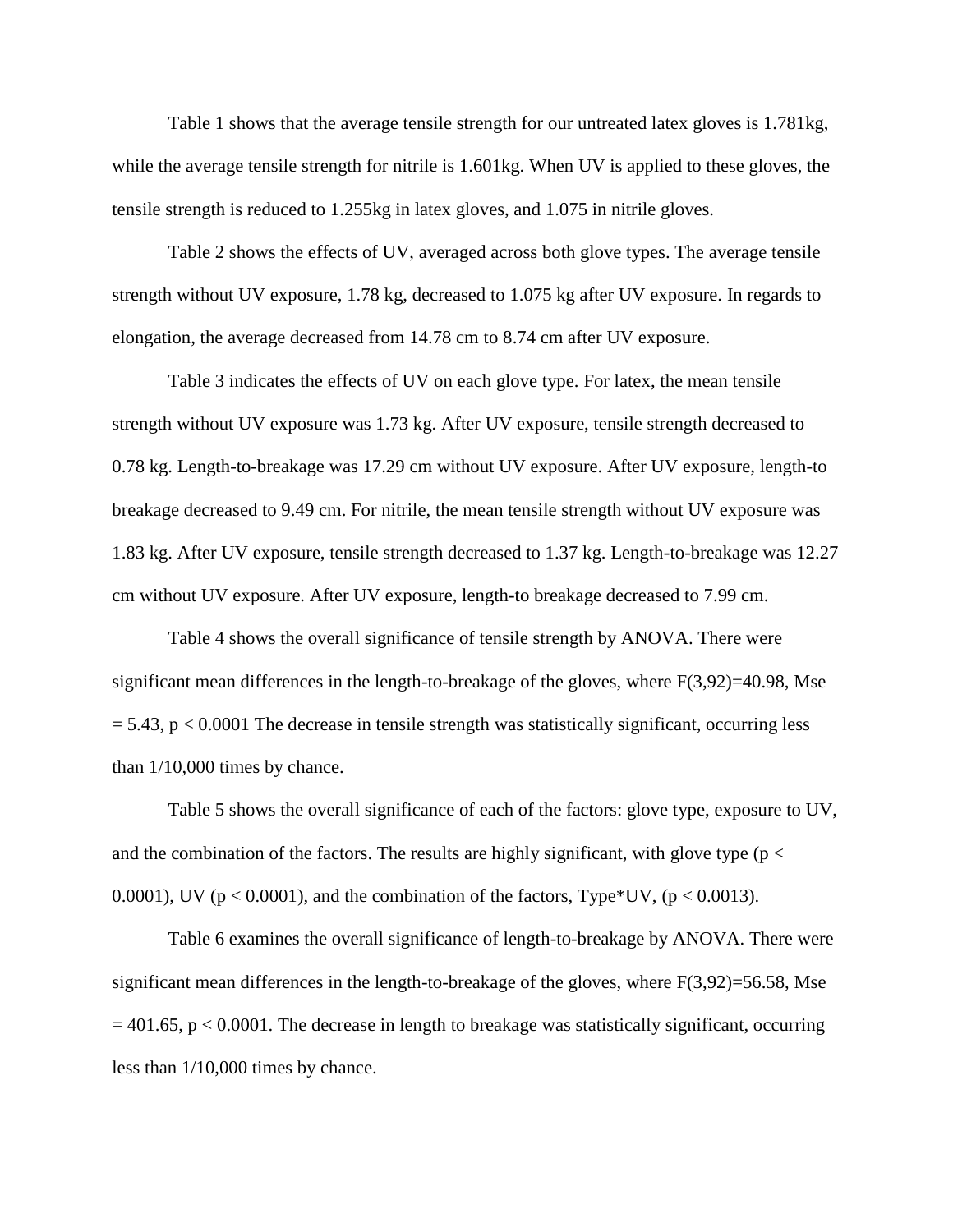Table 1 shows that the average tensile strength for our untreated latex gloves is 1.781kg, while the average tensile strength for nitrile is 1.601kg. When UV is applied to these gloves, the tensile strength is reduced to 1.255kg in latex gloves, and 1.075 in nitrile gloves.

Table 2 shows the effects of UV, averaged across both glove types. The average tensile strength without UV exposure, 1.78 kg, decreased to 1.075 kg after UV exposure. In regards to elongation, the average decreased from 14.78 cm to 8.74 cm after UV exposure.

Table 3 indicates the effects of UV on each glove type. For latex, the mean tensile strength without UV exposure was 1.73 kg. After UV exposure, tensile strength decreased to 0.78 kg. Length-to-breakage was 17.29 cm without UV exposure. After UV exposure, length-to breakage decreased to 9.49 cm. For nitrile, the mean tensile strength without UV exposure was 1.83 kg. After UV exposure, tensile strength decreased to 1.37 kg. Length-to-breakage was 12.27 cm without UV exposure. After UV exposure, length-to breakage decreased to 7.99 cm.

Table 4 shows the overall significance of tensile strength by ANOVA. There were significant mean differences in the length-to-breakage of the gloves, where $F(3,92)=40.98$, Mse $= 5.43$, $p < 0.0001$ The decrease in tensile strength was statistically significant, occurring less than 1/10,000 times by chance.

Table 5 shows the overall significance of each of the factors: glove type, exposure to UV, and the combination of the factors. The results are highly significant, with glove type ($p < 0.0001$), UV ($p < 0.0001$), and the combination of the factors, Type*UV, ($p < 0.0013$).

Table 6 examines the overall significance of length-to-breakage by ANOVA. There were significant mean differences in the length-to-breakage of the gloves, where $F(3,92)=56.58$, Mse $= 401.65$, $p < 0.0001$. The decrease in length to breakage was statistically significant, occurring less than 1/10,000 times by chance.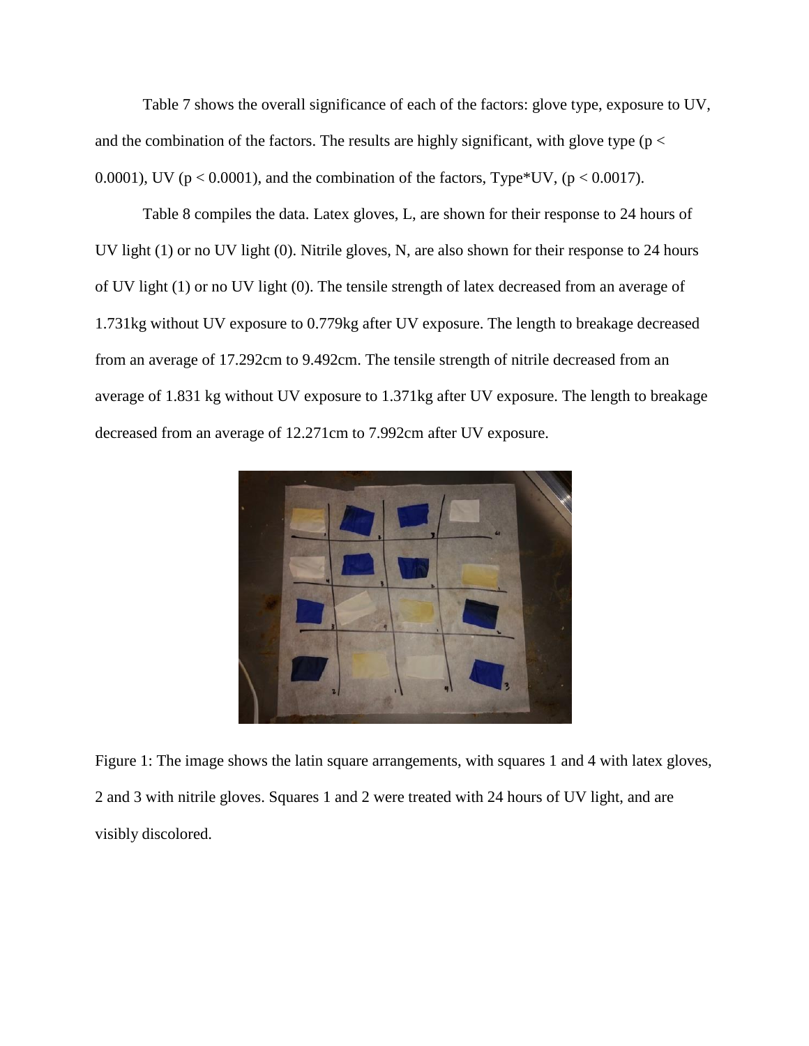Table 7 shows the overall significance of each of the factors: glove type, exposure to UV, and the combination of the factors. The results are highly significant, with glove type ($p < 0.0001$), UV ($p < 0.0001$), and the combination of the factors, Type*UV, ($p < 0.0017$).

Table 8 compiles the data. Latex gloves, L, are shown for their response to 24 hours of UV light (1) or no UV light (0). Nitrile gloves, N, are also shown for their response to 24 hours of UV light (1) or no UV light (0). The tensile strength of latex decreased from an average of 1.731kg without UV exposure to 0.779kg after UV exposure. The length to breakage decreased from an average of 17.292cm to 9.492cm. The tensile strength of nitrile decreased from an average of 1.831 kg without UV exposure to 1.371kg after UV exposure. The length to breakage decreased from an average of 12.271cm to 7.992cm after UV exposure.

Figure 1: The image shows the latin square arrangements, with squares 1 and 4 with latex gloves, 2 and 3 with nitrile gloves. Squares 1 and 2 were treated with 24 hours of UV light, and are visibly discolored.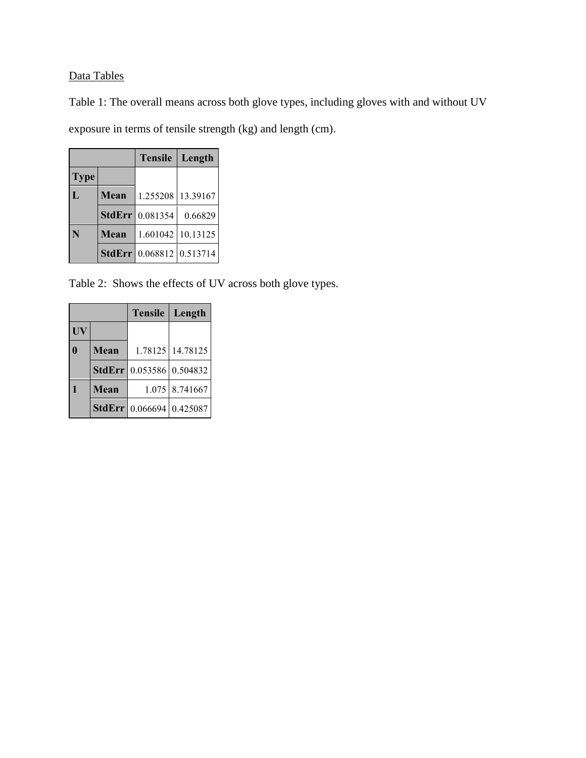Data Tables

Table 1: The overall means across both glove types, including gloves with and without UV exposure in terms of tensile strength (kg) and length (cm).

| | | Tensile | Length |
|---|---|---|---|
| **Type** | | | |
| **L** | **Mean** | 1.255208 | 13.39167 |
| | **StdErr** | 0.081354 | 0.66829 |
| **N** | **Mean** | 1.601042 | 10.13125 |
| | **StdErr** | 0.068812 | 0.513714 |

Table 2: Shows the effects of UV across both glove types.

| | | Tensile | Length |
|---|---|---|---|
| **UV** | | | |
| **0** | **Mean** | 1.78125 | 14.78125 |
| | **StdErr** | 0.053586 | 0.504832 |
| **1** | **Mean** | 1.075 | 8.741667 |
| | **StdErr** | 0.066694 | 0.425087 |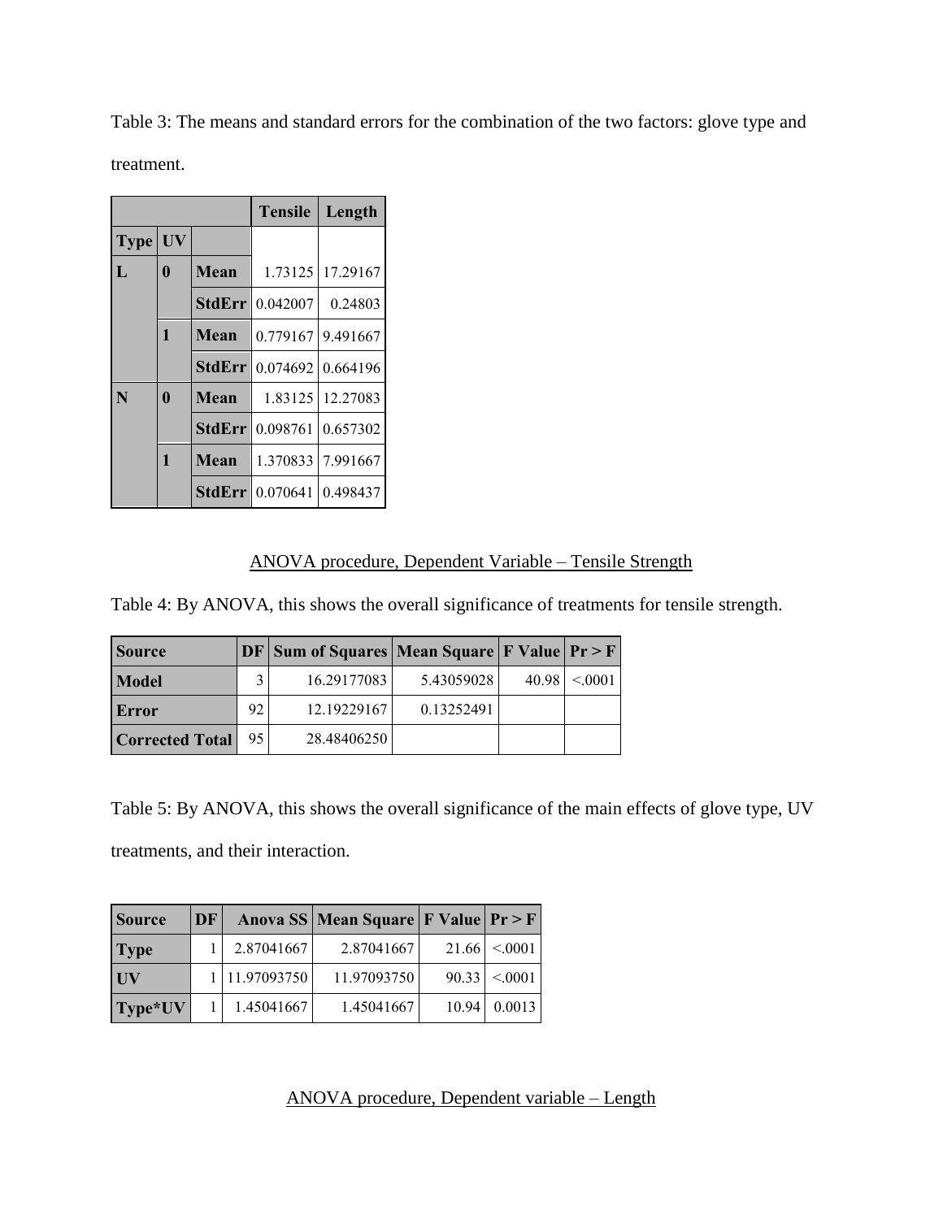Table 3: The means and standard errors for the combination of the two factors: glove type and treatment.

| Type | UV | | Tensile | Length |
|---|---|---|---|---|
| L | 0 | Mean | 1.73125 | 17.29167 |
| | | StdErr | 0.042007 | 0.24803 |
| | 1 | Mean | 0.779167 | 9.491667 |
| | | StdErr | 0.074692 | 0.664196 |
| N | 0 | Mean | 1.83125 | 12.27083 |
| | | StdErr | 0.098761 | 0.657302 |
| | 1 | Mean | 1.370833 | 7.991667 |
| | | StdErr | 0.070641 | 0.498437 |

<u>ANOVA procedure, Dependent Variable – Tensile Strength</u>

Table 4: By ANOVA, this shows the overall significance of treatments for tensile strength.

| Source | DF | Sum of Squares | Mean Square | F Value | Pr > F |
|---|---|---|---|---|---|
| Model | 3 | 16.29177083 | 5.43059028 | 40.98 | <.0001 |
| Error | 92 | 12.19229167 | 0.13252491 | | |
| Corrected Total | 95 | 28.48406250 | | | |

Table 5: By ANOVA, this shows the overall significance of the main effects of glove type, UV treatments, and their interaction.

| Source | DF | Anova SS | Mean Square | F Value | Pr > F |
|---|---|---|---|---|---|
| Type | 1 | 2.87041667 | 2.87041667 | 21.66 | <.0001 |
| UV | 1 | 11.97093750 | 11.97093750 | 90.33 | <.0001 |
| Type*UV | 1 | 1.45041667 | 1.45041667 | 10.94 | 0.0013 |

<u>ANOVA procedure, Dependent variable – Length</u>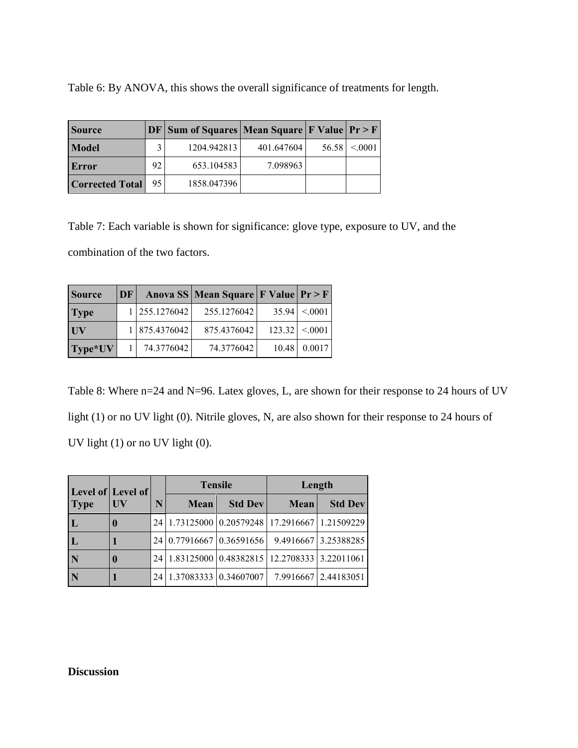Table 6: By ANOVA, this shows the overall significance of treatments for length.

| Source | DF | Sum of Squares | Mean Square | F Value | Pr > F |
|---|---|---|---|---|---|
| Model | 3 | 1204.942813 | 401.647604 | 56.58 | <.0001 |
| Error | 92 | 653.104583 | 7.098963 | | |
| Corrected Total | 95 | 1858.047396 | | | |

Table 7: Each variable is shown for significance: glove type, exposure to UV, and the combination of the two factors.

| Source | DF | Anova SS | Mean Square | F Value | Pr > F |
|---|---|---|---|---|---|
| Type | 1 | 255.1276042 | 255.1276042 | 35.94 | <.0001 |
| UV | 1 | 875.4376042 | 875.4376042 | 123.32 | <.0001 |
| Type*UV | 1 | 74.3776042 | 74.3776042 | 10.48 | 0.0017 |

Table 8: Where n=24 and N=96. Latex gloves, L, are shown for their response to 24 hours of UV light (1) or no UV light (0). Nitrile gloves, N, are also shown for their response to 24 hours of UV light (1) or no UV light (0).

| Level of Type | Level of UV | N | Tensile | | Length | |
|---|---|---|---|---|---|---|
| | | | Mean | Std Dev | Mean | Std Dev |
| L | 0 | 24 | 1.73125000 | 0.20579248 | 17.2916667 | 1.21509229 |
| L | 1 | 24 | 0.77916667 | 0.36591656 | 9.4916667 | 3.25388285 |
| N | 0 | 24 | 1.83125000 | 0.48382815 | 12.2708333 | 3.22011061 |
| N | 1 | 24 | 1.37083333 | 0.34607007 | 7.9916667 | 2.44183051 |

**Discussion**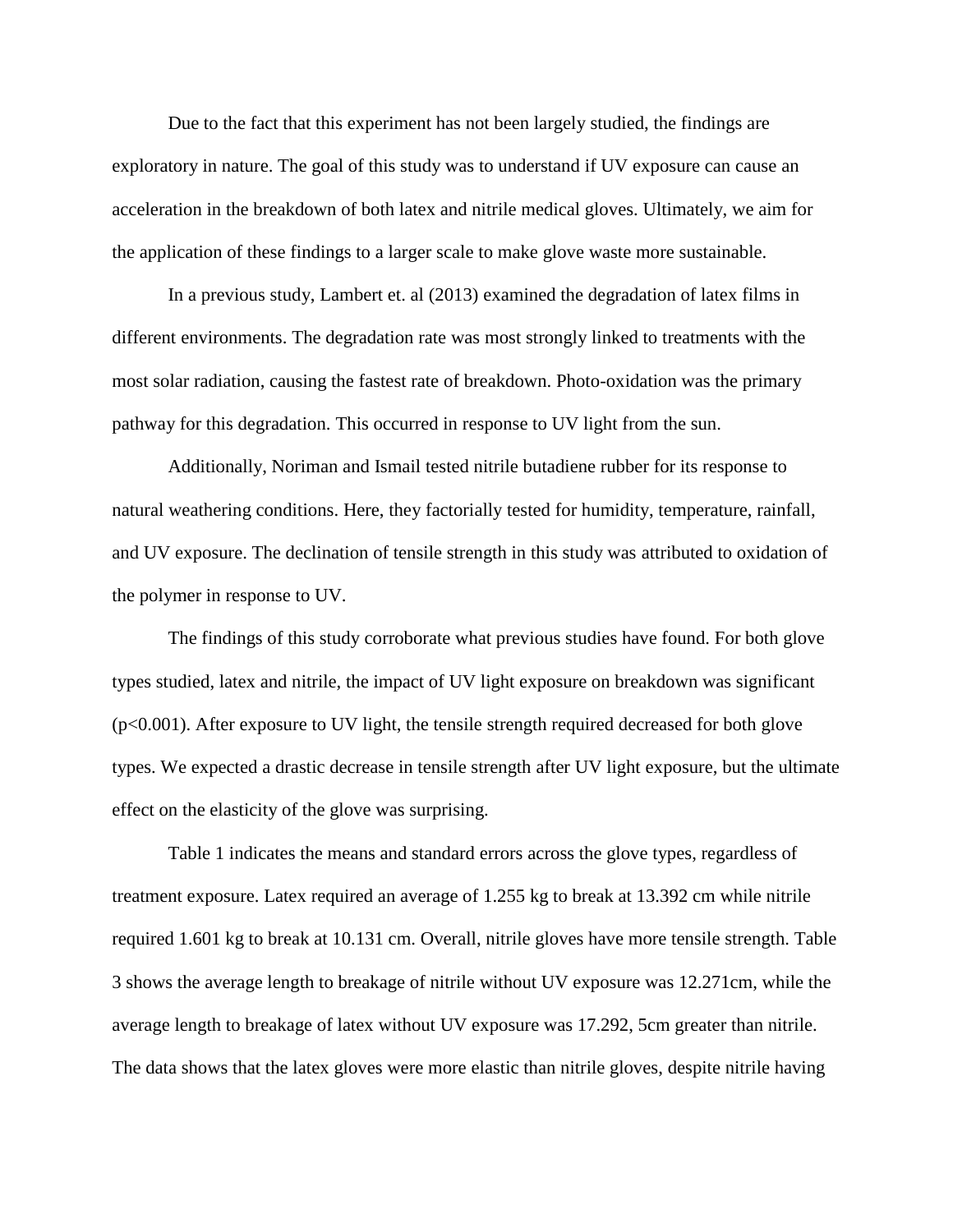Due to the fact that this experiment has not been largely studied, the findings are exploratory in nature. The goal of this study was to understand if UV exposure can cause an acceleration in the breakdown of both latex and nitrile medical gloves. Ultimately, we aim for the application of these findings to a larger scale to make glove waste more sustainable.

In a previous study, Lambert et. al (2013) examined the degradation of latex films in different environments. The degradation rate was most strongly linked to treatments with the most solar radiation, causing the fastest rate of breakdown. Photo-oxidation was the primary pathway for this degradation. This occurred in response to UV light from the sun.

Additionally, Noriman and Ismail tested nitrile butadiene rubber for its response to natural weathering conditions. Here, they factorially tested for humidity, temperature, rainfall, and UV exposure. The declination of tensile strength in this study was attributed to oxidation of the polymer in response to UV.

The findings of this study corroborate what previous studies have found. For both glove types studied, latex and nitrile, the impact of UV light exposure on breakdown was significant ($p<0.001$). After exposure to UV light, the tensile strength required decreased for both glove types. We expected a drastic decrease in tensile strength after UV light exposure, but the ultimate effect on the elasticity of the glove was surprising.

Table 1 indicates the means and standard errors across the glove types, regardless of treatment exposure. Latex required an average of 1.255 kg to break at 13.392 cm while nitrile required 1.601 kg to break at 10.131 cm. Overall, nitrile gloves have more tensile strength. Table 3 shows the average length to breakage of nitrile without UV exposure was 12.271cm, while the average length to breakage of latex without UV exposure was 17.292, 5cm greater than nitrile. The data shows that the latex gloves were more elastic than nitrile gloves, despite nitrile having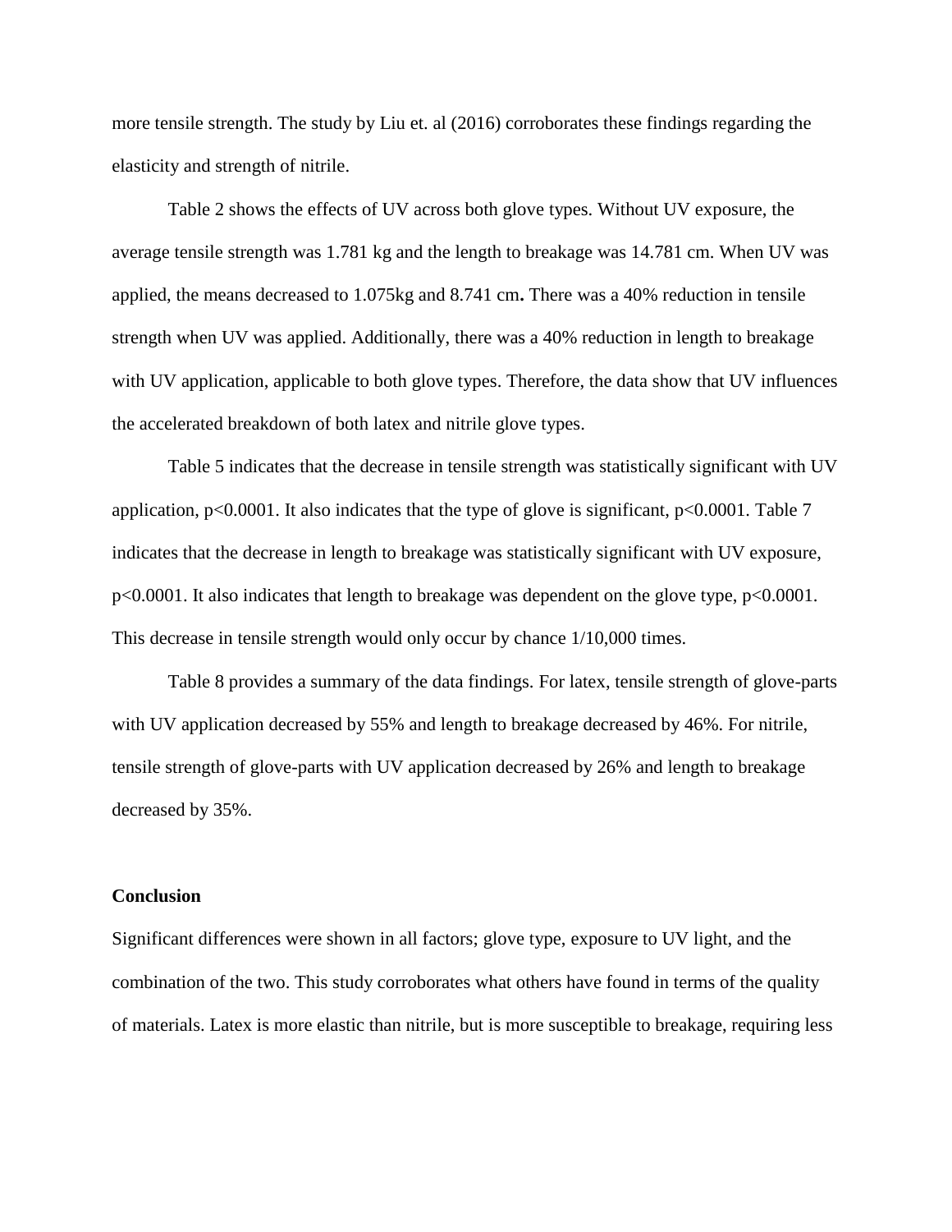more tensile strength. The study by Liu et. al (2016) corroborates these findings regarding the elasticity and strength of nitrile.

Table 2 shows the effects of UV across both glove types. Without UV exposure, the average tensile strength was 1.781 kg and the length to breakage was 14.781 cm. When UV was applied, the means decreased to 1.075kg and 8.741 cm**.** There was a 40% reduction in tensile strength when UV was applied. Additionally, there was a 40% reduction in length to breakage with UV application, applicable to both glove types. Therefore, the data show that UV influences the accelerated breakdown of both latex and nitrile glove types.

Table 5 indicates that the decrease in tensile strength was statistically significant with UV application, $p<0.0001$. It also indicates that the type of glove is significant, $p<0.0001$. Table 7 indicates that the decrease in length to breakage was statistically significant with UV exposure, $p<0.0001$. It also indicates that length to breakage was dependent on the glove type, $p<0.0001$. This decrease in tensile strength would only occur by chance 1/10,000 times.

Table 8 provides a summary of the data findings. For latex, tensile strength of glove-parts with UV application decreased by 55% and length to breakage decreased by 46%. For nitrile, tensile strength of glove-parts with UV application decreased by 26% and length to breakage decreased by 35%.

**Conclusion**

Significant differences were shown in all factors; glove type, exposure to UV light, and the combination of the two. This study corroborates what others have found in terms of the quality of materials. Latex is more elastic than nitrile, but is more susceptible to breakage, requiring less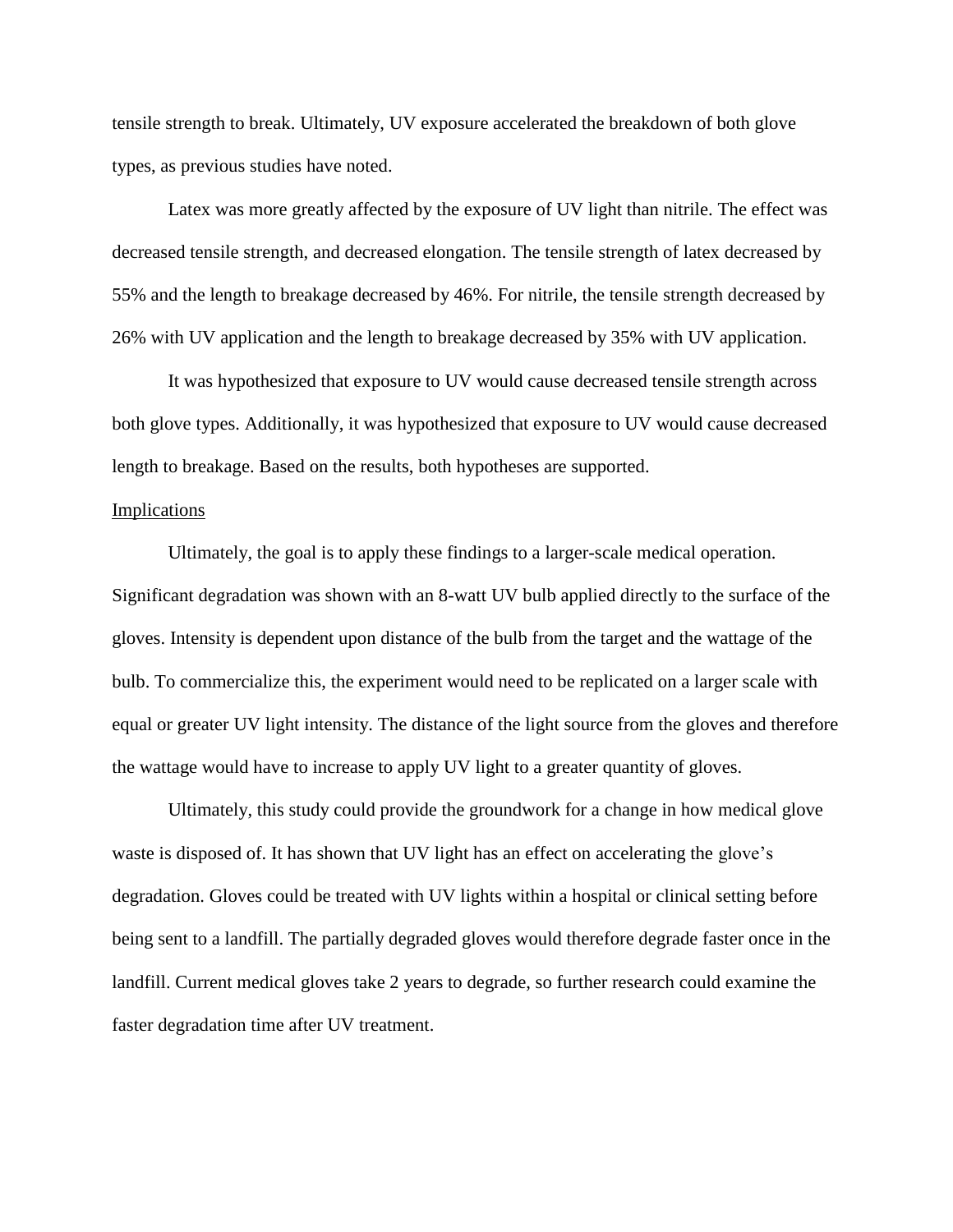tensile strength to break. Ultimately, UV exposure accelerated the breakdown of both glove types, as previous studies have noted.

Latex was more greatly affected by the exposure of UV light than nitrile. The effect was decreased tensile strength, and decreased elongation. The tensile strength of latex decreased by 55% and the length to breakage decreased by 46%. For nitrile, the tensile strength decreased by 26% with UV application and the length to breakage decreased by 35% with UV application.

It was hypothesized that exposure to UV would cause decreased tensile strength across both glove types. Additionally, it was hypothesized that exposure to UV would cause decreased length to breakage. Based on the results, both hypotheses are supported.

<u>Implications</u>

Ultimately, the goal is to apply these findings to a larger-scale medical operation. Significant degradation was shown with an 8-watt UV bulb applied directly to the surface of the gloves. Intensity is dependent upon distance of the bulb from the target and the wattage of the bulb. To commercialize this, the experiment would need to be replicated on a larger scale with equal or greater UV light intensity. The distance of the light source from the gloves and therefore the wattage would have to increase to apply UV light to a greater quantity of gloves.

Ultimately, this study could provide the groundwork for a change in how medical glove waste is disposed of. It has shown that UV light has an effect on accelerating the glove's degradation. Gloves could be treated with UV lights within a hospital or clinical setting before being sent to a landfill. The partially degraded gloves would therefore degrade faster once in the landfill. Current medical gloves take 2 years to degrade, so further research could examine the faster degradation time after UV treatment.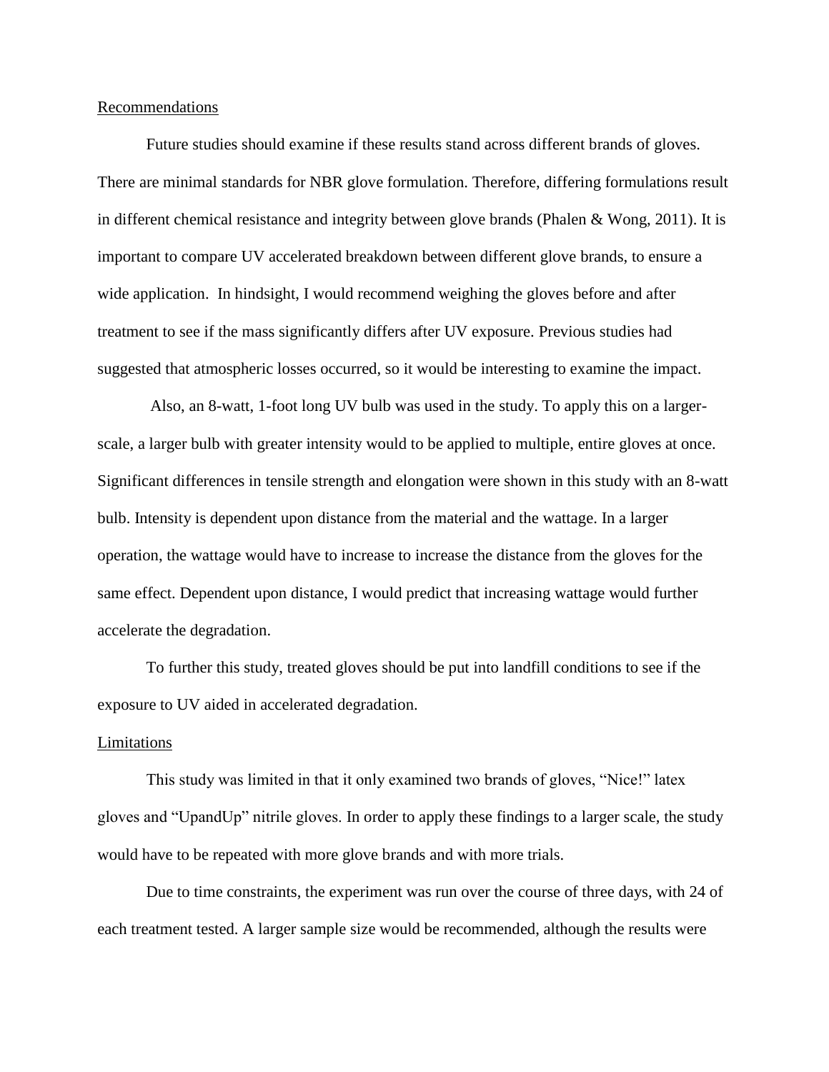Recommendations

Future studies should examine if these results stand across different brands of gloves. There are minimal standards for NBR glove formulation. Therefore, differing formulations result in different chemical resistance and integrity between glove brands (Phalen & Wong, 2011). It is important to compare UV accelerated breakdown between different glove brands, to ensure a wide application. In hindsight, I would recommend weighing the gloves before and after treatment to see if the mass significantly differs after UV exposure. Previous studies had suggested that atmospheric losses occurred, so it would be interesting to examine the impact.

Also, an 8-watt, 1-foot long UV bulb was used in the study. To apply this on a larger-scale, a larger bulb with greater intensity would to be applied to multiple, entire gloves at once. Significant differences in tensile strength and elongation were shown in this study with an 8-watt bulb. Intensity is dependent upon distance from the material and the wattage. In a larger operation, the wattage would have to increase to increase the distance from the gloves for the same effect. Dependent upon distance, I would predict that increasing wattage would further accelerate the degradation.

To further this study, treated gloves should be put into landfill conditions to see if the exposure to UV aided in accelerated degradation.

Limitations

This study was limited in that it only examined two brands of gloves, "Nice!" latex gloves and "UpandUp" nitrile gloves. In order to apply these findings to a larger scale, the study would have to be repeated with more glove brands and with more trials.

Due to time constraints, the experiment was run over the course of three days, with 24 of each treatment tested. A larger sample size would be recommended, although the results were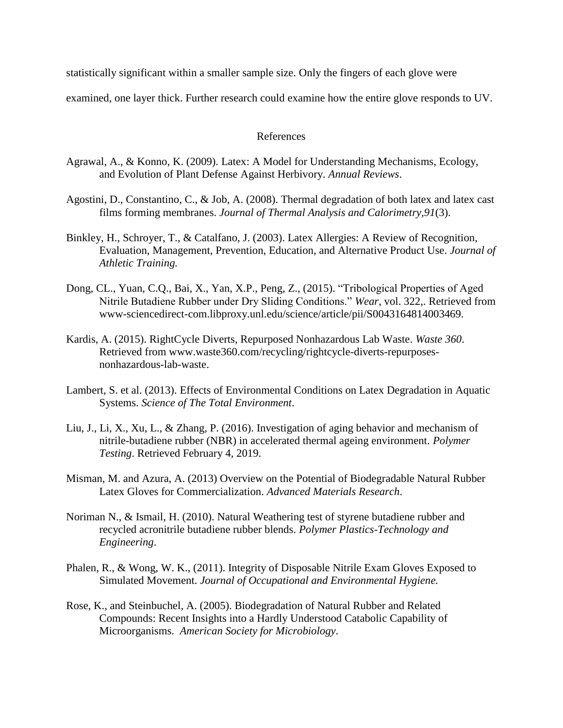statistically significant within a smaller sample size. Only the fingers of each glove were examined, one layer thick. Further research could examine how the entire glove responds to UV.

## References

Agrawal, A., & Konno, K. (2009). Latex: A Model for Understanding Mechanisms, Ecology, and Evolution of Plant Defense Against Herbivory. *Annual Reviews*.

Agostini, D., Constantino, C., & Job, A. (2008). Thermal degradation of both latex and latex cast films forming membranes. *Journal of Thermal Analysis and Calorimetry,91*(3).

Binkley, H., Schroyer, T., & Catalfano, J. (2003). Latex Allergies: A Review of Recognition, Evaluation, Management, Prevention, Education, and Alternative Product Use. *Journal of Athletic Training.*

Dong, CL., Yuan, C.Q., Bai, X., Yan, X.P., Peng, Z., (2015). "Tribological Properties of Aged Nitrile Butadiene Rubber under Dry Sliding Conditions." *Wear*, vol. 322,. Retrieved from www-sciencedirect-com.libproxy.unl.edu/science/article/pii/S0043164814003469.

Kardis, A. (2015). RightCycle Diverts, Repurposed Nonhazardous Lab Waste. *Waste 360*. Retrieved from www.waste360.com/recycling/rightcycle-diverts-repurposes-nonhazardous-lab-waste.

Lambert, S. et al. (2013). Effects of Environmental Conditions on Latex Degradation in Aquatic Systems. *Science of The Total Environment*.

Liu, J., Li, X., Xu, L., & Zhang, P. (2016). Investigation of aging behavior and mechanism of nitrile-butadiene rubber (NBR) in accelerated thermal ageing environment. *Polymer Testing*. Retrieved February 4, 2019.

Misman, M. and Azura, A. (2013) Overview on the Potential of Biodegradable Natural Rubber Latex Gloves for Commercialization. *Advanced Materials Research*.

Noriman N., & Ismail, H. (2010). Natural Weathering test of styrene butadiene rubber and recycled acronitrile butadiene rubber blends. *Polymer Plastics-Technology and Engineering*.

Phalen, R., & Wong, W. K., (2011). Integrity of Disposable Nitrile Exam Gloves Exposed to Simulated Movement. *Journal of Occupational and Environmental Hygiene.*

Rose, K., and Steinbuchel, A. (2005). Biodegradation of Natural Rubber and Related Compounds: Recent Insights into a Hardly Understood Catabolic Capability of Microorganisms. *American Society for Microbiology*.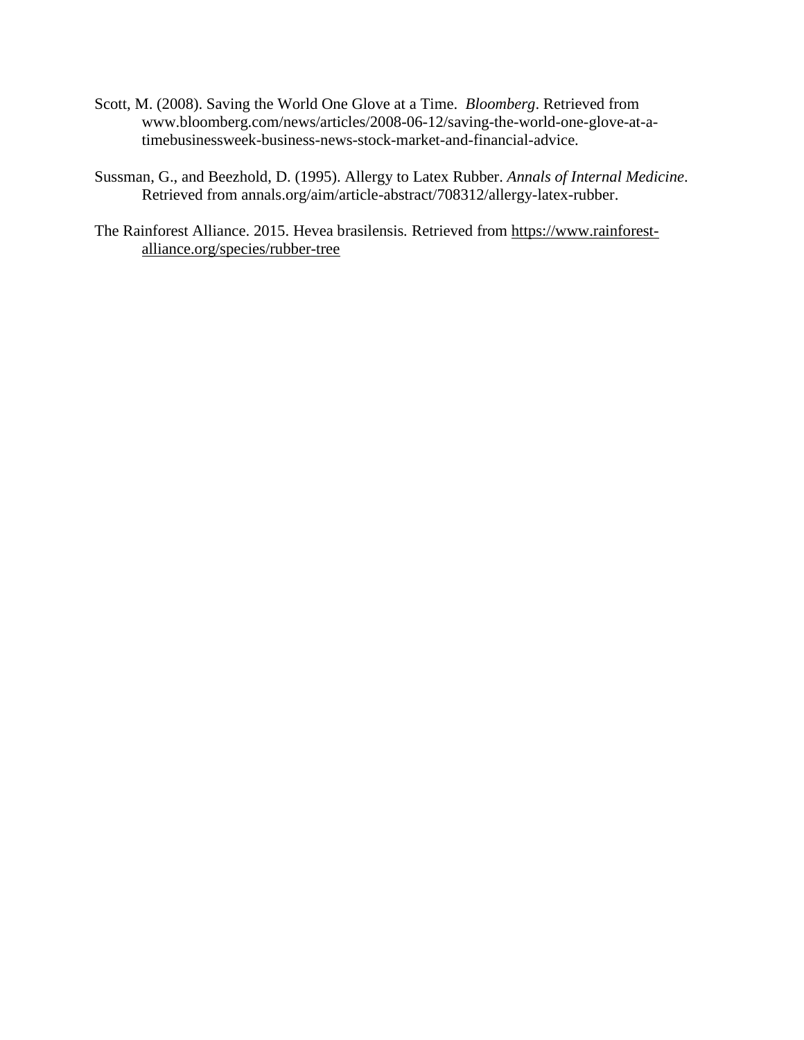Scott, M. (2008). Saving the World One Glove at a Time. *Bloomberg*. Retrieved from www.bloomberg.com/news/articles/2008-06-12/saving-the-world-one-glove-at-a-timebusinessweek-business-news-stock-market-and-financial-advice.

Sussman, G., and Beezhold, D. (1995). Allergy to Latex Rubber. *Annals of Internal Medicine*. Retrieved from annals.org/aim/article-abstract/708312/allergy-latex-rubber.

The Rainforest Alliance. 2015. Hevea brasilensis. Retrieved from https://www.rainforest-alliance.org/species/rubber-tree